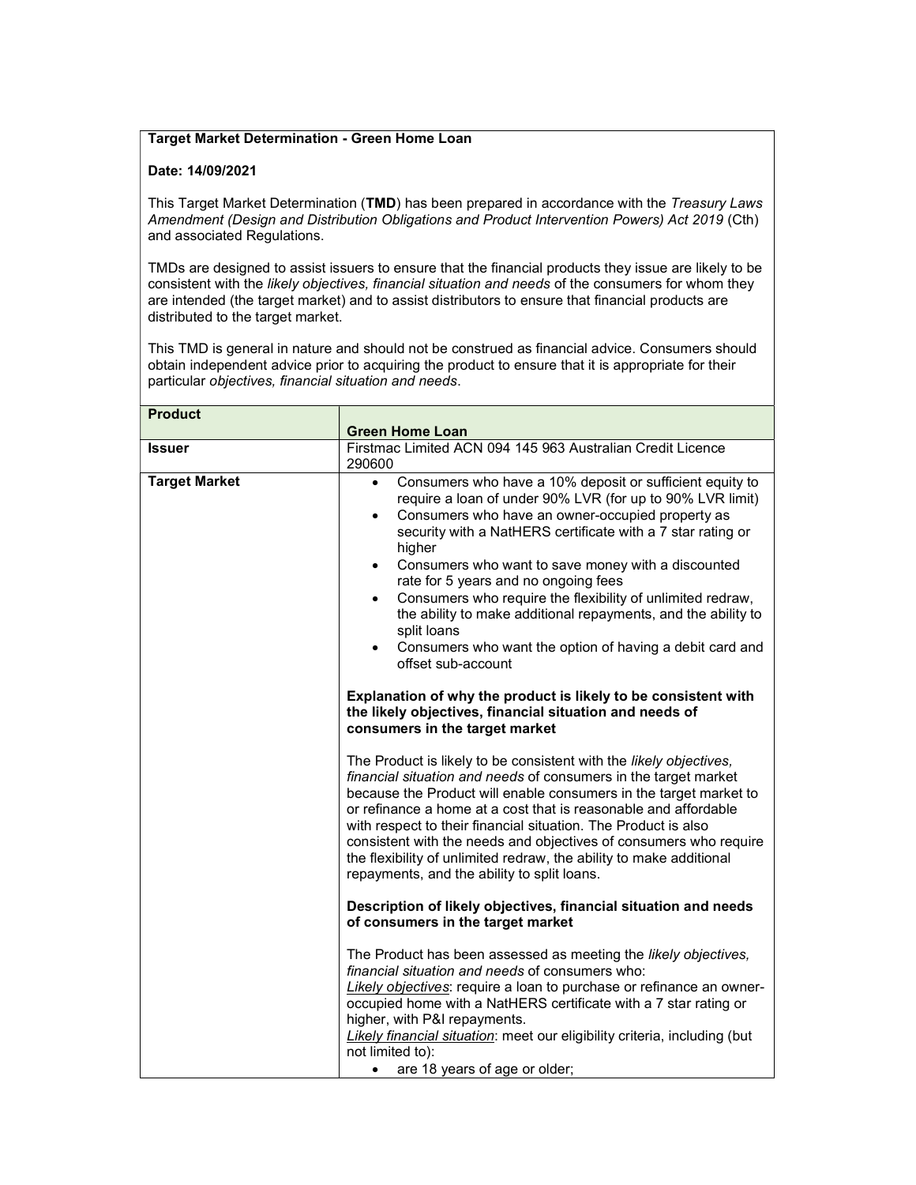**Target Market Determination - Green Home Loan**

**Date: 14/09/2021**

This Target Market Determination (**TMD**) has been prepared in accordance with the *Treasury Laws Amendment (Design and Distribution Obligations and Product Intervention Powers) Act 2019* (Cth) and associated Regulations.

TMDs are designed to assist issuers to ensure that the financial products they issue are likely to be consistent with the *likely objectives, financial situation and needs* of the consumers for whom they are intended (the target market) and to assist distributors to ensure that financial products are distributed to the target market.

This TMD is general in nature and should not be construed as financial advice. Consumers should obtain independent advice prior to acquiring the product to ensure that it is appropriate for their particular *objectives, financial situation and needs*.

| **Product** | **Green Home Loan** |
|---|---|
| **Issuer** | Firstmac Limited ACN 094 145 963 Australian Credit Licence 290600 |
| **Target Market** | • Consumers who have a 10% deposit or sufficient equity to require a loan of under 90% LVR (for up to 90% LVR limit)<br>• Consumers who have an owner-occupied property as security with a NatHERS certificate with a 7 star rating or higher<br>• Consumers who want to save money with a discounted rate for 5 years and no ongoing fees<br>• Consumers who require the flexibility of unlimited redraw, the ability to make additional repayments, and the ability to split loans<br>• Consumers who want the option of having a debit card and offset sub-account<br><br>**Explanation of why the product is likely to be consistent with the likely objectives, financial situation and needs of consumers in the target market**<br><br>The Product is likely to be consistent with the *likely objectives, financial situation and needs* of consumers in the target market because the Product will enable consumers in the target market to or refinance a home at a cost that is reasonable and affordable with respect to their financial situation. The Product is also consistent with the needs and objectives of consumers who require the flexibility of unlimited redraw, the ability to make additional repayments, and the ability to split loans.<br><br>**Description of likely objectives, financial situation and needs of consumers in the target market**<br><br>The Product has been assessed as meeting the *likely objectives, financial situation and needs* of consumers who:<br>*Likely objectives*: require a loan to purchase or refinance an owner-occupied home with a NatHERS certificate with a 7 star rating or higher, with P&I repayments.<br>*Likely financial situation*: meet our eligibility criteria, including (but not limited to):<br>• are 18 years of age or older; |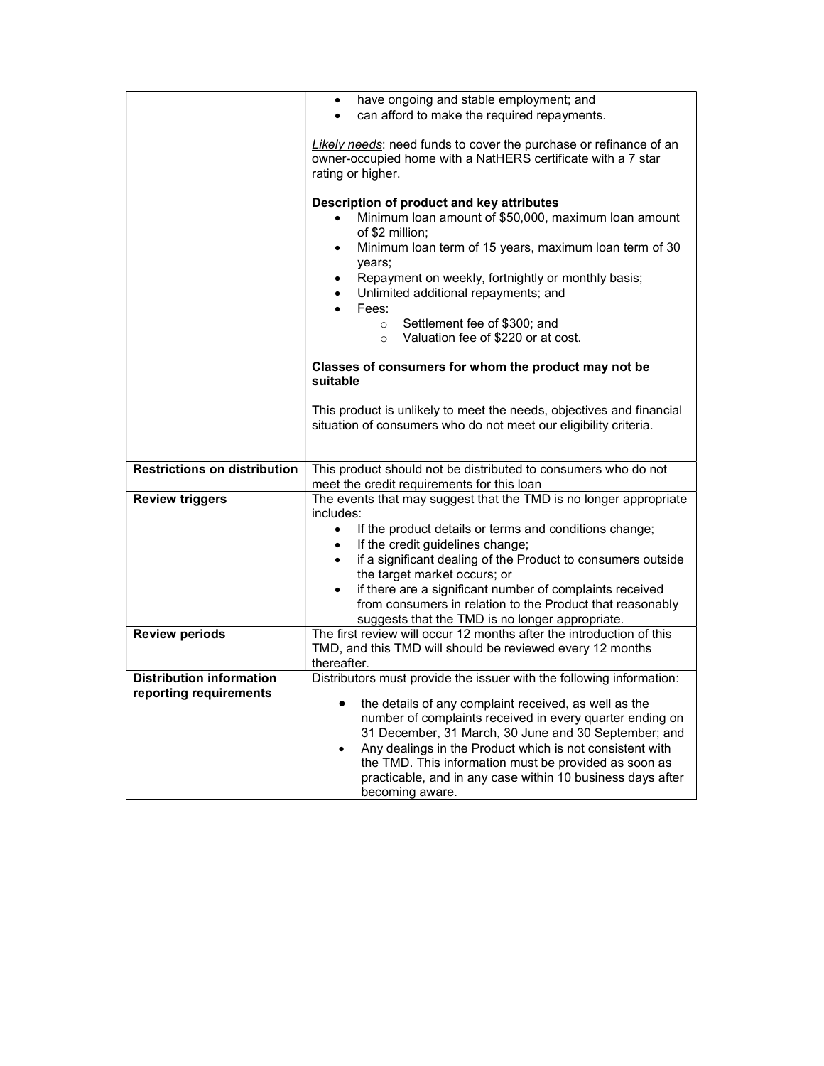| | |
|---|---|
| | • have ongoing and stable employment; and<br>• can afford to make the required repayments.<br><br>*Likely needs*: need funds to cover the purchase or refinance of an owner-occupied home with a NatHERS certificate with a 7 star rating or higher.<br><br>**Description of product and key attributes**<br>• Minimum loan amount of $50,000, maximum loan amount of $2 million;<br>• Minimum loan term of 15 years, maximum loan term of 30 years;<br>• Repayment on weekly, fortnightly or monthly basis;<br>• Unlimited additional repayments; and<br>• Fees:<br>&nbsp;&nbsp;&nbsp;&nbsp;○ Settlement fee of $300; and<br>&nbsp;&nbsp;&nbsp;&nbsp;○ Valuation fee of $220 or at cost.<br><br>**Classes of consumers for whom the product may not be suitable**<br><br>This product is unlikely to meet the needs, objectives and financial situation of consumers who do not meet our eligibility criteria. |
| **Restrictions on distribution** | This product should not be distributed to consumers who do not meet the credit requirements for this loan |
| **Review triggers** | The events that may suggest that the TMD is no longer appropriate includes:<br>• If the product details or terms and conditions change;<br>• If the credit guidelines change;<br>• if a significant dealing of the Product to consumers outside the target market occurs; or<br>• if there are a significant number of complaints received from consumers in relation to the Product that reasonably suggests that the TMD is no longer appropriate. |
| **Review periods** | The first review will occur 12 months after the introduction of this TMD, and this TMD will should be reviewed every 12 months thereafter. |
| **Distribution information reporting requirements** | Distributors must provide the issuer with the following information:<br>• the details of any complaint received, as well as the number of complaints received in every quarter ending on 31 December, 31 March, 30 June and 30 September; and<br>• Any dealings in the Product which is not consistent with the TMD. This information must be provided as soon as practicable, and in any case within 10 business days after becoming aware. |